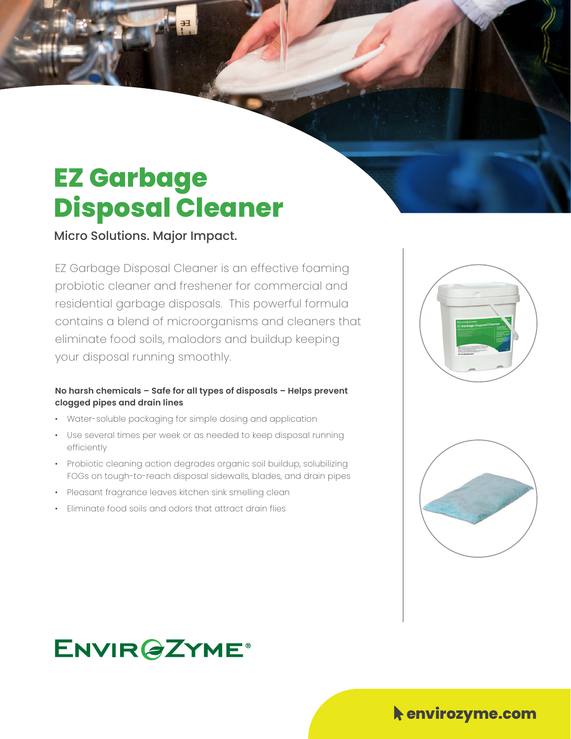# EZ Garbage Disposal Cleaner

Micro Solutions. Major Impact.

EZ Garbage Disposal Cleaner is an effective foaming probiotic cleaner and freshener for commercial and residential garbage disposals. This powerful formula contains a blend of microorganisms and cleaners that eliminate food soils, malodors and buildup keeping your disposal running smoothly.

**No harsh chemicals – Safe for all types of disposals – Helps prevent clogged pipes and drain lines**

- Water-soluble packaging for simple dosing and application
- Use several times per week or as needed to keep disposal running efficiently
- Probiotic cleaning action degrades organic soil buildup, solubilizing FOGs on tough-to-reach disposal sidewalls, blades, and drain pipes
- Pleasant fragrance leaves kitchen sink smelling clean
- Eliminate food soils and odors that attract drain flies

ENVIROZYME®

envirozyme.com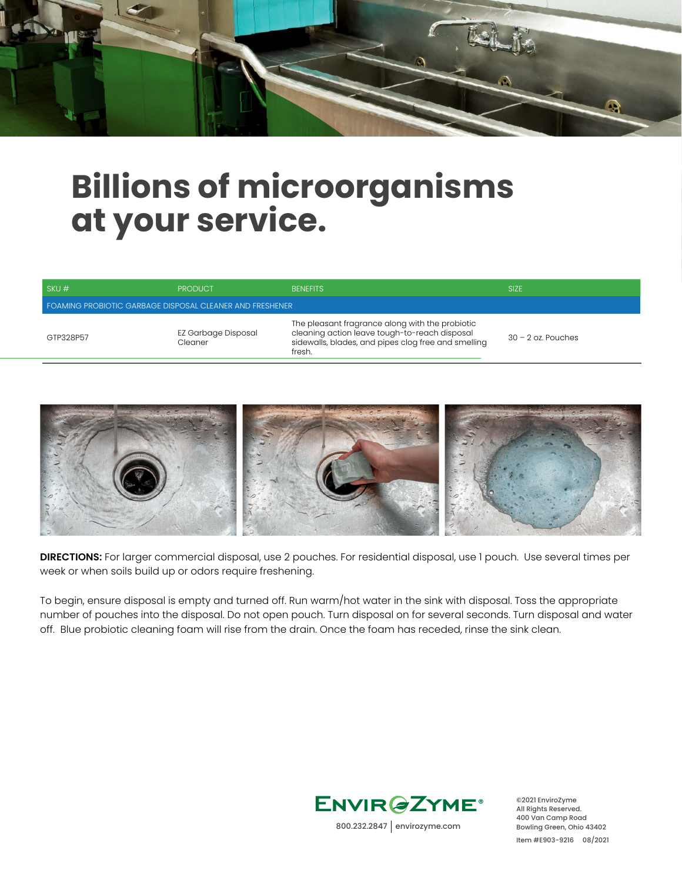# Billions of microorganisms at your service.

| SKU # | PRODUCT | BENEFITS | SIZE |
| --- | --- | --- | --- |
| FOAMING PROBIOTIC GARBAGE DISPOSAL CLEANER AND FRESHENER | | | |
| GTP328P57 | EZ Garbage Disposal Cleaner | The pleasant fragrance along with the probiotic cleaning action leave tough-to-reach disposal sidewalls, blades, and pipes clog free and smelling fresh. | 30 – 2 oz. Pouches |

**DIRECTIONS:** For larger commercial disposal, use 2 pouches. For residential disposal, use 1 pouch. Use several times per week or when soils build up or odors require freshening.

To begin, ensure disposal is empty and turned off. Run warm/hot water in the sink with disposal. Toss the appropriate number of pouches into the disposal. Do not open pouch. Turn disposal on for several seconds. Turn disposal and water off. Blue probiotic cleaning foam will rise from the drain. Once the foam has receded, rinse the sink clean.

ENVIROZYME®

800.232.2847 | envirozyme.com

©2021 EnviroZyme
All Rights Reserved.
400 Van Camp Road
Bowling Green, Ohio 43402

Item #E903-9216 08/2021